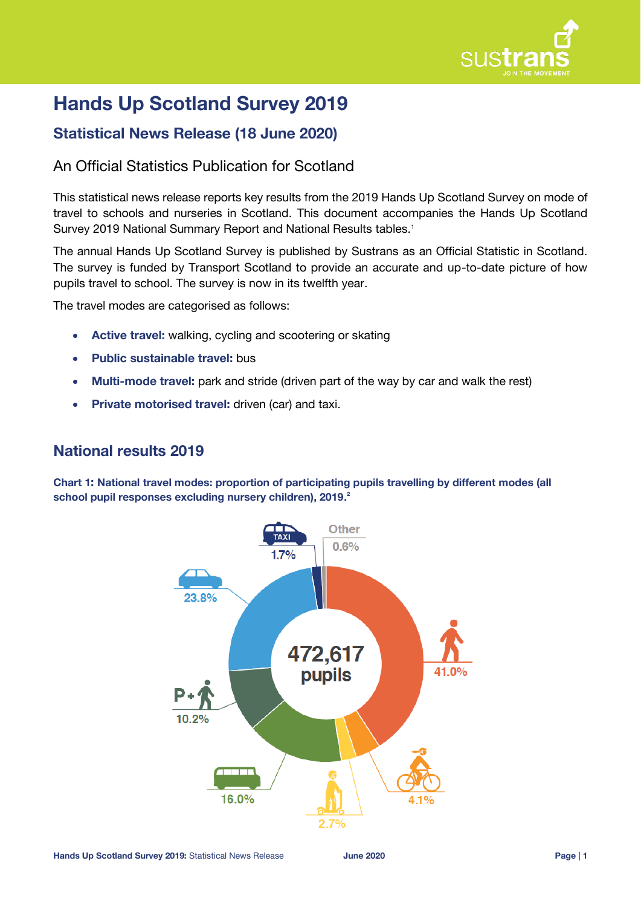# Hands Up Scotland Survey 2019

## Statistical News Release (18 June 2020)

An Official Statistics Publication for Scotland

This statistical news release reports key results from the 2019 Hands Up Scotland Survey on mode of travel to schools and nurseries in Scotland. This document accompanies the Hands Up Scotland Survey 2019 National Summary Report and National Results tables.[1]

The annual Hands Up Scotland Survey is published by Sustrans as an Official Statistic in Scotland. The survey is funded by Transport Scotland to provide an accurate and up-to-date picture of how pupils travel to school. The survey is now in its twelfth year.

The travel modes are categorised as follows:

- **Active travel:** walking, cycling and scootering or skating
- **Public sustainable travel:** bus
- **Multi-mode travel:** park and stride (driven part of the way by car and walk the rest)
- **Private motorised travel:** driven (car) and taxi.

## National results 2019

**Chart 1: National travel modes: proportion of participating pupils travelling by different modes (all school pupil responses excluding nursery children), 2019.**[2]

472,617 pupils

| Mode | Percentage |
|---|---|
| Walk | 41.0% |
| Cycle | 4.1% |
| Scooter/Skate | 2.7% |
| Bus | 16.0% |
| Park and Stride | 10.2% |
| Driven | 23.8% |
| Taxi | 1.7% |
| Other | 0.6% |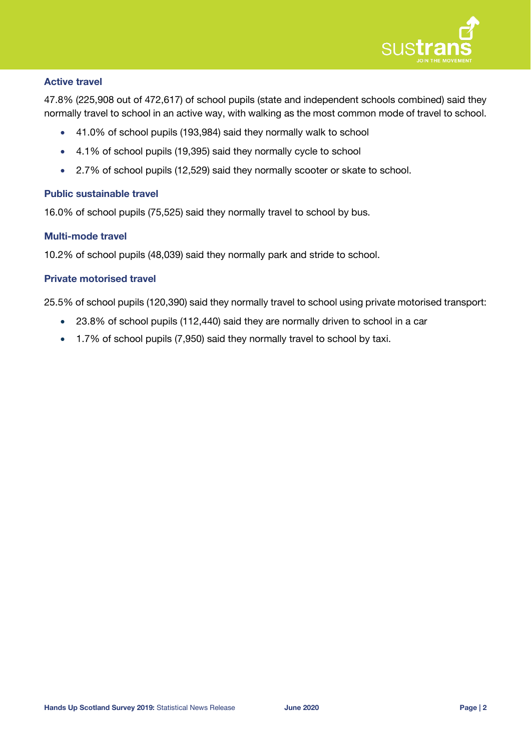### Active travel

47.8% (225,908 out of 472,617) of school pupils (state and independent schools combined) said they normally travel to school in an active way, with walking as the most common mode of travel to school.

- 41.0% of school pupils (193,984) said they normally walk to school
- 4.1% of school pupils (19,395) said they normally cycle to school
- 2.7% of school pupils (12,529) said they normally scooter or skate to school.

### Public sustainable travel

16.0% of school pupils (75,525) said they normally travel to school by bus.

### Multi-mode travel

10.2% of school pupils (48,039) said they normally park and stride to school.

### Private motorised travel

25.5% of school pupils (120,390) said they normally travel to school using private motorised transport:

- 23.8% of school pupils (112,440) said they are normally driven to school in a car
- 1.7% of school pupils (7,950) said they normally travel to school by taxi.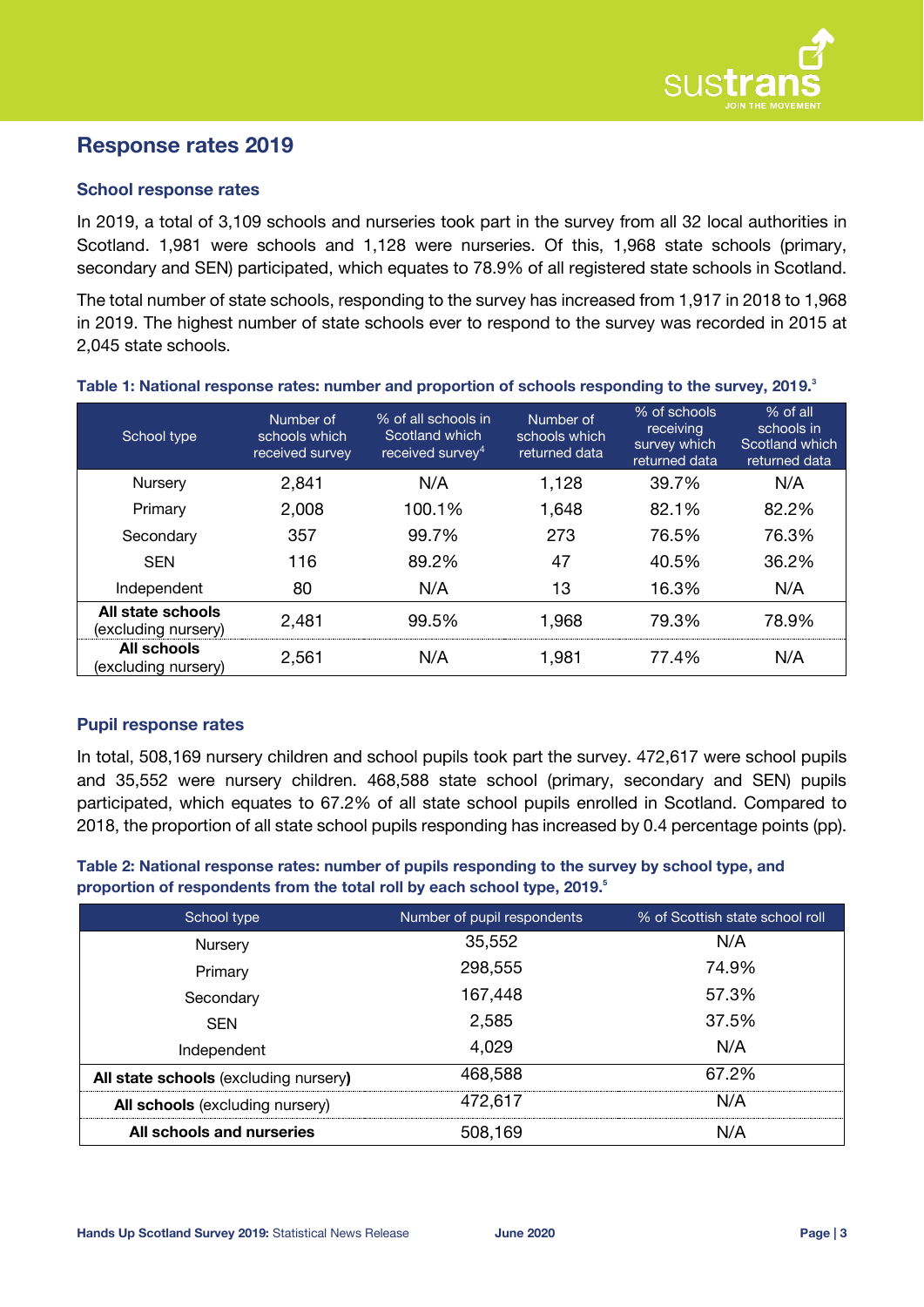## Response rates 2019

### School response rates

In 2019, a total of 3,109 schools and nurseries took part in the survey from all 32 local authorities in Scotland. 1,981 were schools and 1,128 were nurseries. Of this, 1,968 state schools (primary, secondary and SEN) participated, which equates to 78.9% of all registered state schools in Scotland.

The total number of state schools, responding to the survey has increased from 1,917 in 2018 to 1,968 in 2019. The highest number of state schools ever to respond to the survey was recorded in 2015 at 2,045 state schools.

**Table 1: National response rates: number and proportion of schools responding to the survey, 2019.[3]**

| School type | Number of schools which received survey | % of all schools in Scotland which received survey[4] | Number of schools which returned data | % of schools receiving survey which returned data | % of all schools in Scotland which returned data |
|---|---|---|---|---|---|
| Nursery | 2,841 | N/A | 1,128 | 39.7% | N/A |
| Primary | 2,008 | 100.1% | 1,648 | 82.1% | 82.2% |
| Secondary | 357 | 99.7% | 273 | 76.5% | 76.3% |
| SEN | 116 | 89.2% | 47 | 40.5% | 36.2% |
| Independent | 80 | N/A | 13 | 16.3% | N/A |
| **All state schools** (excluding nursery) | 2,481 | 99.5% | 1,968 | 79.3% | 78.9% |
| **All schools** (excluding nursery) | 2,561 | N/A | 1,981 | 77.4% | N/A |

### Pupil response rates

In total, 508,169 nursery children and school pupils took part the survey. 472,617 were school pupils and 35,552 were nursery children. 468,588 state school (primary, secondary and SEN) pupils participated, which equates to 67.2% of all state school pupils enrolled in Scotland. Compared to 2018, the proportion of all state school pupils responding has increased by 0.4 percentage points (pp).

**Table 2: National response rates: number of pupils responding to the survey by school type, and proportion of respondents from the total roll by each school type, 2019.[5]**

| School type | Number of pupil respondents | % of Scottish state school roll |
|---|---|---|
| Nursery | 35,552 | N/A |
| Primary | 298,555 | 74.9% |
| Secondary | 167,448 | 57.3% |
| SEN | 2,585 | 37.5% |
| Independent | 4,029 | N/A |
| **All state schools** (excluding nursery) | 468,588 | 67.2% |
| **All schools** (excluding nursery) | 472,617 | N/A |
| **All schools and nurseries** | 508,169 | N/A |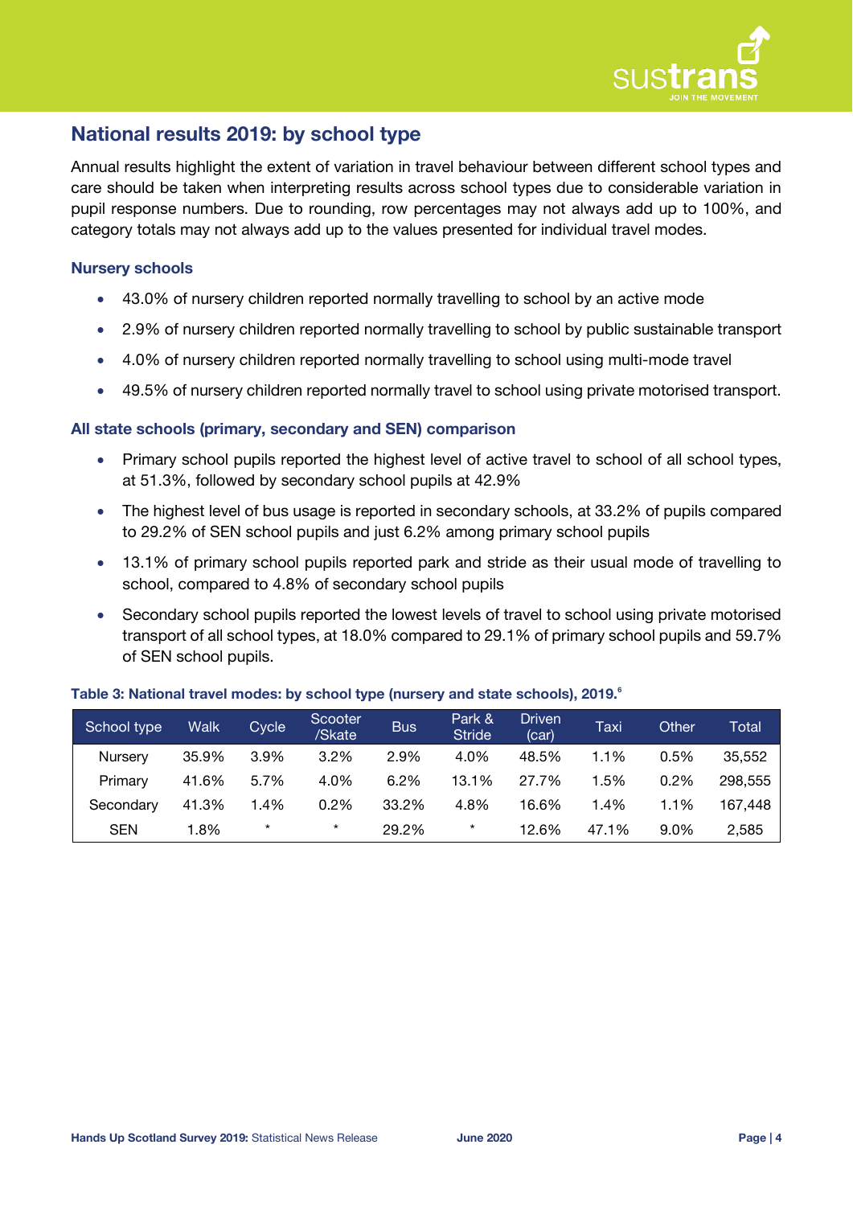## National results 2019: by school type

Annual results highlight the extent of variation in travel behaviour between different school types and care should be taken when interpreting results across school types due to considerable variation in pupil response numbers. Due to rounding, row percentages may not always add up to 100%, and category totals may not always add up to the values presented for individual travel modes.

### Nursery schools

- 43.0% of nursery children reported normally travelling to school by an active mode
- 2.9% of nursery children reported normally travelling to school by public sustainable transport
- 4.0% of nursery children reported normally travelling to school using multi-mode travel
- 49.5% of nursery children reported normally travel to school using private motorised transport.

### All state schools (primary, secondary and SEN) comparison

- Primary school pupils reported the highest level of active travel to school of all school types, at 51.3%, followed by secondary school pupils at 42.9%
- The highest level of bus usage is reported in secondary schools, at 33.2% of pupils compared to 29.2% of SEN school pupils and just 6.2% among primary school pupils
- 13.1% of primary school pupils reported park and stride as their usual mode of travelling to school, compared to 4.8% of secondary school pupils
- Secondary school pupils reported the lowest levels of travel to school using private motorised transport of all school types, at 18.0% compared to 29.1% of primary school pupils and 59.7% of SEN school pupils.

**Table 3: National travel modes: by school type (nursery and state schools), 2019.**[6]

| School type | Walk | Cycle | Scooter /Skate | Bus | Park & Stride | Driven (car) | Taxi | Other | Total |
|---|---|---|---|---|---|---|---|---|---|
| Nursery | 35.9% | 3.9% | 3.2% | 2.9% | 4.0% | 48.5% | 1.1% | 0.5% | 35,552 |
| Primary | 41.6% | 5.7% | 4.0% | 6.2% | 13.1% | 27.7% | 1.5% | 0.2% | 298,555 |
| Secondary | 41.3% | 1.4% | 0.2% | 33.2% | 4.8% | 16.6% | 1.4% | 1.1% | 167,448 |
| SEN | 1.8% | * | * | 29.2% | * | 12.6% | 47.1% | 9.0% | 2,585 |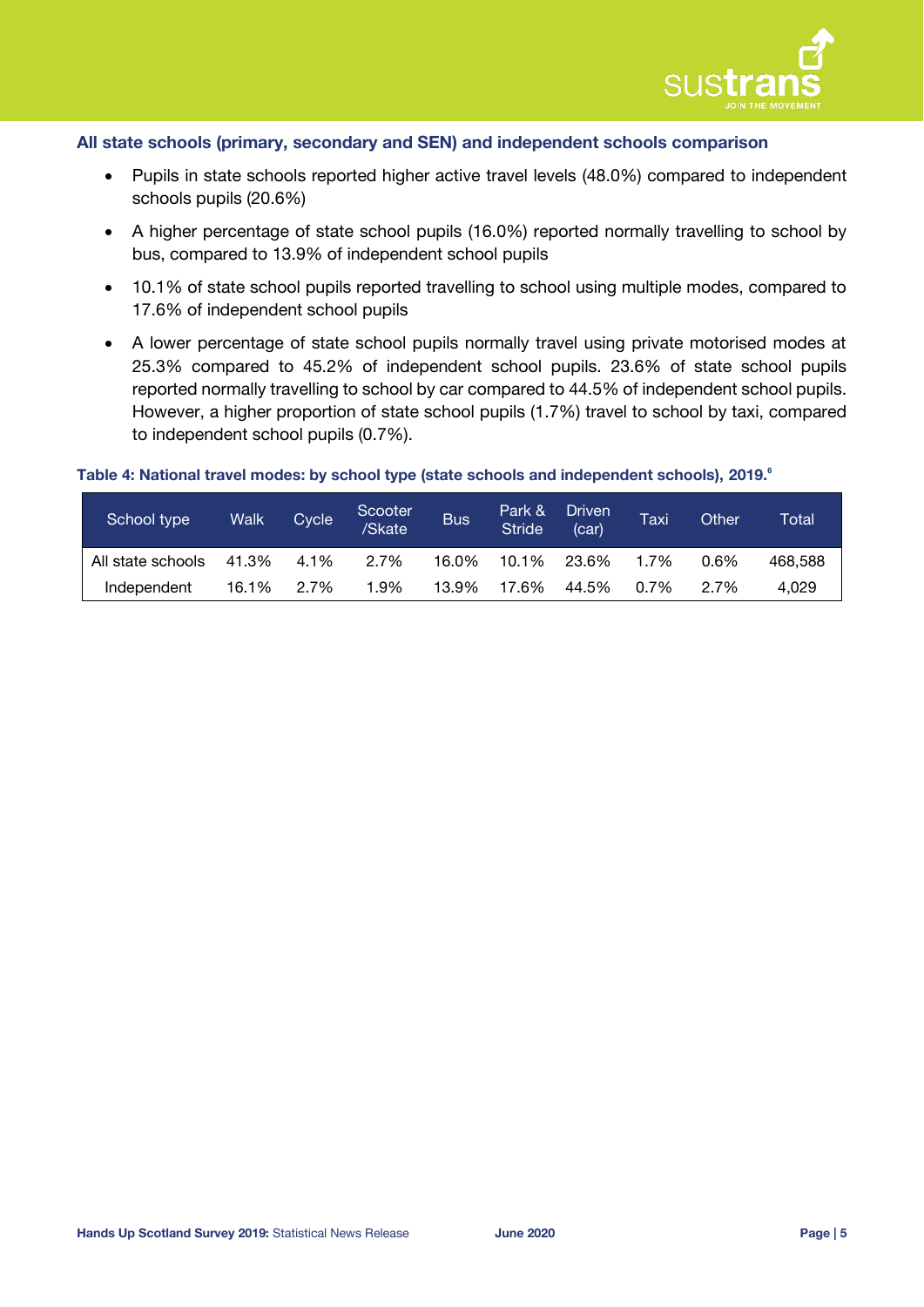### All state schools (primary, secondary and SEN) and independent schools comparison

- Pupils in state schools reported higher active travel levels (48.0%) compared to independent schools pupils (20.6%)
- A higher percentage of state school pupils (16.0%) reported normally travelling to school by bus, compared to 13.9% of independent school pupils
- 10.1% of state school pupils reported travelling to school using multiple modes, compared to 17.6% of independent school pupils
- A lower percentage of state school pupils normally travel using private motorised modes at 25.3% compared to 45.2% of independent school pupils. 23.6% of state school pupils reported normally travelling to school by car compared to 44.5% of independent school pupils. However, a higher proportion of state school pupils (1.7%) travel to school by taxi, compared to independent school pupils (0.7%).

**Table 4: National travel modes: by school type (state schools and independent schools), 2019.**[6]

| School type | Walk | Cycle | Scooter /Skate | Bus | Park & Stride | Driven (car) | Taxi | Other | Total |
|---|---|---|---|---|---|---|---|---|---|
| All state schools | 41.3% | 4.1% | 2.7% | 16.0% | 10.1% | 23.6% | 1.7% | 0.6% | 468,588 |
| Independent | 16.1% | 2.7% | 1.9% | 13.9% | 17.6% | 44.5% | 0.7% | 2.7% | 4,029 |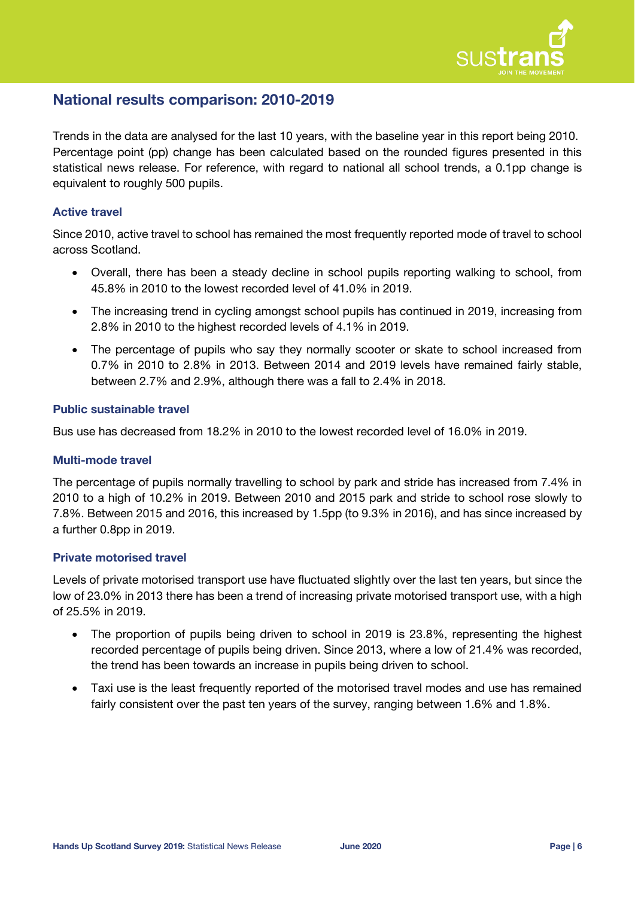## National results comparison: 2010-2019

Trends in the data are analysed for the last 10 years, with the baseline year in this report being 2010. Percentage point (pp) change has been calculated based on the rounded figures presented in this statistical news release. For reference, with regard to national all school trends, a 0.1pp change is equivalent to roughly 500 pupils.

### Active travel

Since 2010, active travel to school has remained the most frequently reported mode of travel to school across Scotland.

- Overall, there has been a steady decline in school pupils reporting walking to school, from 45.8% in 2010 to the lowest recorded level of 41.0% in 2019.
- The increasing trend in cycling amongst school pupils has continued in 2019, increasing from 2.8% in 2010 to the highest recorded levels of 4.1% in 2019.
- The percentage of pupils who say they normally scooter or skate to school increased from 0.7% in 2010 to 2.8% in 2013. Between 2014 and 2019 levels have remained fairly stable, between 2.7% and 2.9%, although there was a fall to 2.4% in 2018.

### Public sustainable travel

Bus use has decreased from 18.2% in 2010 to the lowest recorded level of 16.0% in 2019.

### Multi-mode travel

The percentage of pupils normally travelling to school by park and stride has increased from 7.4% in 2010 to a high of 10.2% in 2019. Between 2010 and 2015 park and stride to school rose slowly to 7.8%. Between 2015 and 2016, this increased by 1.5pp (to 9.3% in 2016), and has since increased by a further 0.8pp in 2019.

### Private motorised travel

Levels of private motorised transport use have fluctuated slightly over the last ten years, but since the low of 23.0% in 2013 there has been a trend of increasing private motorised transport use, with a high of 25.5% in 2019.

- The proportion of pupils being driven to school in 2019 is 23.8%, representing the highest recorded percentage of pupils being driven. Since 2013, where a low of 21.4% was recorded, the trend has been towards an increase in pupils being driven to school.
- Taxi use is the least frequently reported of the motorised travel modes and use has remained fairly consistent over the past ten years of the survey, ranging between 1.6% and 1.8%.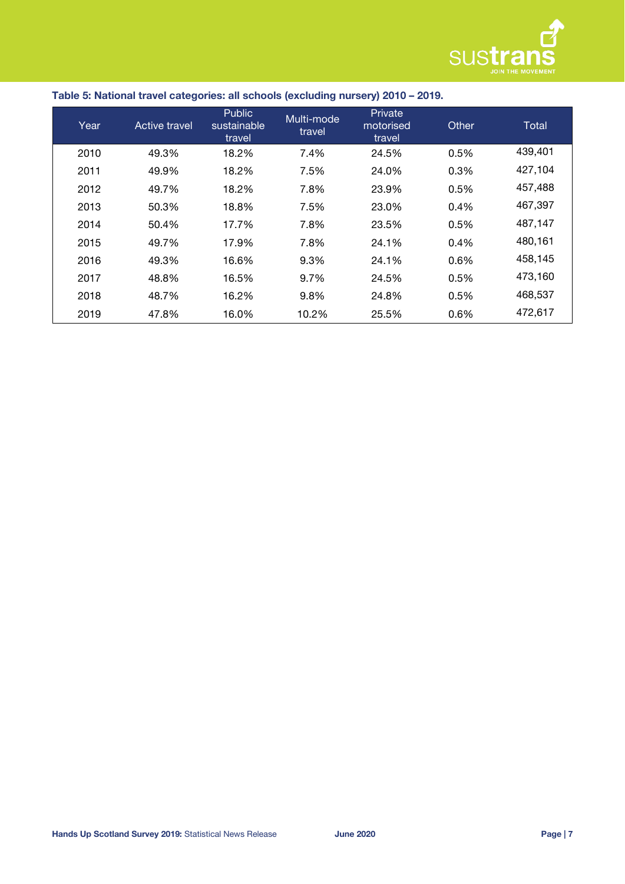**Table 5: National travel categories: all schools (excluding nursery) 2010 – 2019.**

| Year | Active travel | Public sustainable travel | Multi-mode travel | Private motorised travel | Other | Total |
|---|---|---|---|---|---|---|
| 2010 | 49.3% | 18.2% | 7.4% | 24.5% | 0.5% | 439,401 |
| 2011 | 49.9% | 18.2% | 7.5% | 24.0% | 0.3% | 427,104 |
| 2012 | 49.7% | 18.2% | 7.8% | 23.9% | 0.5% | 457,488 |
| 2013 | 50.3% | 18.8% | 7.5% | 23.0% | 0.4% | 467,397 |
| 2014 | 50.4% | 17.7% | 7.8% | 23.5% | 0.5% | 487,147 |
| 2015 | 49.7% | 17.9% | 7.8% | 24.1% | 0.4% | 480,161 |
| 2016 | 49.3% | 16.6% | 9.3% | 24.1% | 0.6% | 458,145 |
| 2017 | 48.8% | 16.5% | 9.7% | 24.5% | 0.5% | 473,160 |
| 2018 | 48.7% | 16.2% | 9.8% | 24.8% | 0.5% | 468,537 |
| 2019 | 47.8% | 16.0% | 10.2% | 25.5% | 0.6% | 472,617 |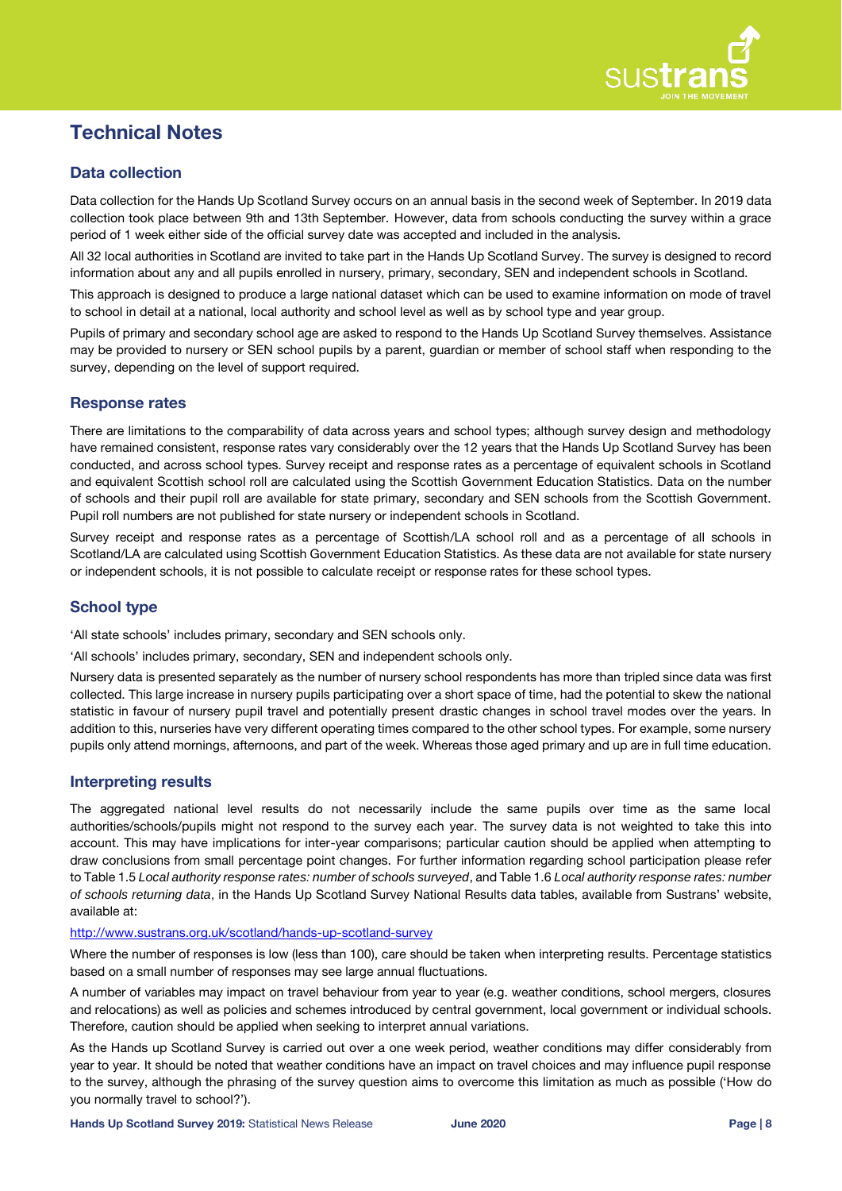# Technical Notes

## Data collection

Data collection for the Hands Up Scotland Survey occurs on an annual basis in the second week of September. In 2019 data collection took place between 9th and 13th September. However, data from schools conducting the survey within a grace period of 1 week either side of the official survey date was accepted and included in the analysis.

All 32 local authorities in Scotland are invited to take part in the Hands Up Scotland Survey. The survey is designed to record information about any and all pupils enrolled in nursery, primary, secondary, SEN and independent schools in Scotland.

This approach is designed to produce a large national dataset which can be used to examine information on mode of travel to school in detail at a national, local authority and school level as well as by school type and year group.

Pupils of primary and secondary school age are asked to respond to the Hands Up Scotland Survey themselves. Assistance may be provided to nursery or SEN school pupils by a parent, guardian or member of school staff when responding to the survey, depending on the level of support required.

## Response rates

There are limitations to the comparability of data across years and school types; although survey design and methodology have remained consistent, response rates vary considerably over the 12 years that the Hands Up Scotland Survey has been conducted, and across school types. Survey receipt and response rates as a percentage of equivalent schools in Scotland and equivalent Scottish school roll are calculated using the Scottish Government Education Statistics. Data on the number of schools and their pupil roll are available for state primary, secondary and SEN schools from the Scottish Government. Pupil roll numbers are not published for state nursery or independent schools in Scotland.

Survey receipt and response rates as a percentage of Scottish/LA school roll and as a percentage of all schools in Scotland/LA are calculated using Scottish Government Education Statistics. As these data are not available for state nursery or independent schools, it is not possible to calculate receipt or response rates for these school types.

## School type

'All state schools' includes primary, secondary and SEN schools only.

'All schools' includes primary, secondary, SEN and independent schools only.

Nursery data is presented separately as the number of nursery school respondents has more than tripled since data was first collected. This large increase in nursery pupils participating over a short space of time, had the potential to skew the national statistic in favour of nursery pupil travel and potentially present drastic changes in school travel modes over the years. In addition to this, nurseries have very different operating times compared to the other school types. For example, some nursery pupils only attend mornings, afternoons, and part of the week. Whereas those aged primary and up are in full time education.

## Interpreting results

The aggregated national level results do not necessarily include the same pupils over time as the same local authorities/schools/pupils might not respond to the survey each year. The survey data is not weighted to take this into account. This may have implications for inter-year comparisons; particular caution should be applied when attempting to draw conclusions from small percentage point changes. For further information regarding school participation please refer to Table 1.5 *Local authority response rates: number of schools surveyed*, and Table 1.6 *Local authority response rates: number of schools returning data*, in the Hands Up Scotland Survey National Results data tables, available from Sustrans' website, available at:

http://www.sustrans.org.uk/scotland/hands-up-scotland-survey

Where the number of responses is low (less than 100), care should be taken when interpreting results. Percentage statistics based on a small number of responses may see large annual fluctuations.

A number of variables may impact on travel behaviour from year to year (e.g. weather conditions, school mergers, closures and relocations) as well as policies and schemes introduced by central government, local government or individual schools. Therefore, caution should be applied when seeking to interpret annual variations.

As the Hands up Scotland Survey is carried out over a one week period, weather conditions may differ considerably from year to year. It should be noted that weather conditions have an impact on travel choices and may influence pupil response to the survey, although the phrasing of the survey question aims to overcome this limitation as much as possible ('How do you normally travel to school?').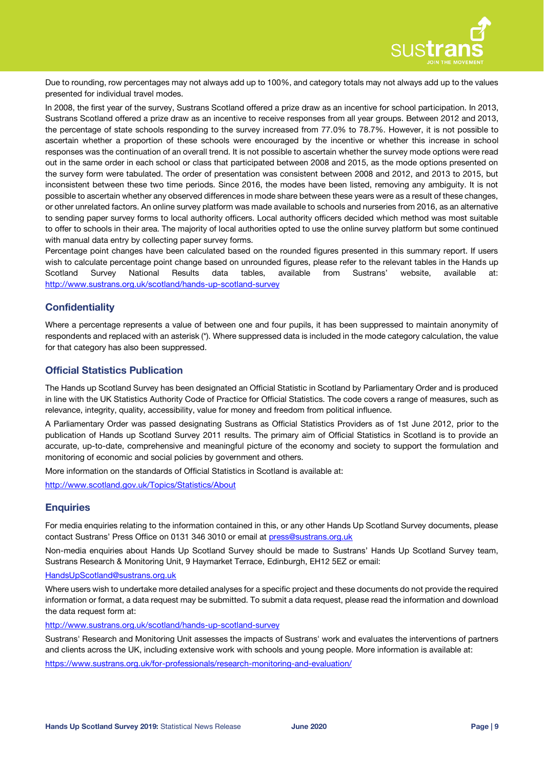Due to rounding, row percentages may not always add up to 100%, and category totals may not always add up to the values presented for individual travel modes.

In 2008, the first year of the survey, Sustrans Scotland offered a prize draw as an incentive for school participation. In 2013, Sustrans Scotland offered a prize draw as an incentive to receive responses from all year groups. Between 2012 and 2013, the percentage of state schools responding to the survey increased from 77.0% to 78.7%. However, it is not possible to ascertain whether a proportion of these schools were encouraged by the incentive or whether this increase in school responses was the continuation of an overall trend. It is not possible to ascertain whether the survey mode options were read out in the same order in each school or class that participated between 2008 and 2015, as the mode options presented on the survey form were tabulated. The order of presentation was consistent between 2008 and 2012, and 2013 to 2015, but inconsistent between these two time periods. Since 2016, the modes have been listed, removing any ambiguity. It is not possible to ascertain whether any observed differences in mode share between these years were as a result of these changes, or other unrelated factors. An online survey platform was made available to schools and nurseries from 2016, as an alternative to sending paper survey forms to local authority officers. Local authority officers decided which method was most suitable to offer to schools in their area. The majority of local authorities opted to use the online survey platform but some continued with manual data entry by collecting paper survey forms.

Percentage point changes have been calculated based on the rounded figures presented in this summary report. If users wish to calculate percentage point change based on unrounded figures, please refer to the relevant tables in the Hands up Scotland Survey National Results data tables, available from Sustrans' website, available at: http://www.sustrans.org.uk/scotland/hands-up-scotland-survey

## Confidentiality

Where a percentage represents a value of between one and four pupils, it has been suppressed to maintain anonymity of respondents and replaced with an asterisk (*). Where suppressed data is included in the mode category calculation, the value for that category has also been suppressed.

## Official Statistics Publication

The Hands up Scotland Survey has been designated an Official Statistic in Scotland by Parliamentary Order and is produced in line with the UK Statistics Authority Code of Practice for Official Statistics. The code covers a range of measures, such as relevance, integrity, quality, accessibility, value for money and freedom from political influence.

A Parliamentary Order was passed designating Sustrans as Official Statistics Providers as of 1st June 2012, prior to the publication of Hands up Scotland Survey 2011 results. The primary aim of Official Statistics in Scotland is to provide an accurate, up-to-date, comprehensive and meaningful picture of the economy and society to support the formulation and monitoring of economic and social policies by government and others.

More information on the standards of Official Statistics in Scotland is available at:

http://www.scotland.gov.uk/Topics/Statistics/About

## Enquiries

For media enquiries relating to the information contained in this, or any other Hands Up Scotland Survey documents, please contact Sustrans' Press Office on 0131 346 3010 or email at press@sustrans.org.uk

Non-media enquiries about Hands Up Scotland Survey should be made to Sustrans' Hands Up Scotland Survey team, Sustrans Research & Monitoring Unit, 9 Haymarket Terrace, Edinburgh, EH12 5EZ or email:

HandsUpScotland@sustrans.org.uk

Where users wish to undertake more detailed analyses for a specific project and these documents do not provide the required information or format, a data request may be submitted. To submit a data request, please read the information and download the data request form at:

http://www.sustrans.org.uk/scotland/hands-up-scotland-survey

Sustrans' Research and Monitoring Unit assesses the impacts of Sustrans' work and evaluates the interventions of partners and clients across the UK, including extensive work with schools and young people. More information is available at:

https://www.sustrans.org.uk/for-professionals/research-monitoring-and-evaluation/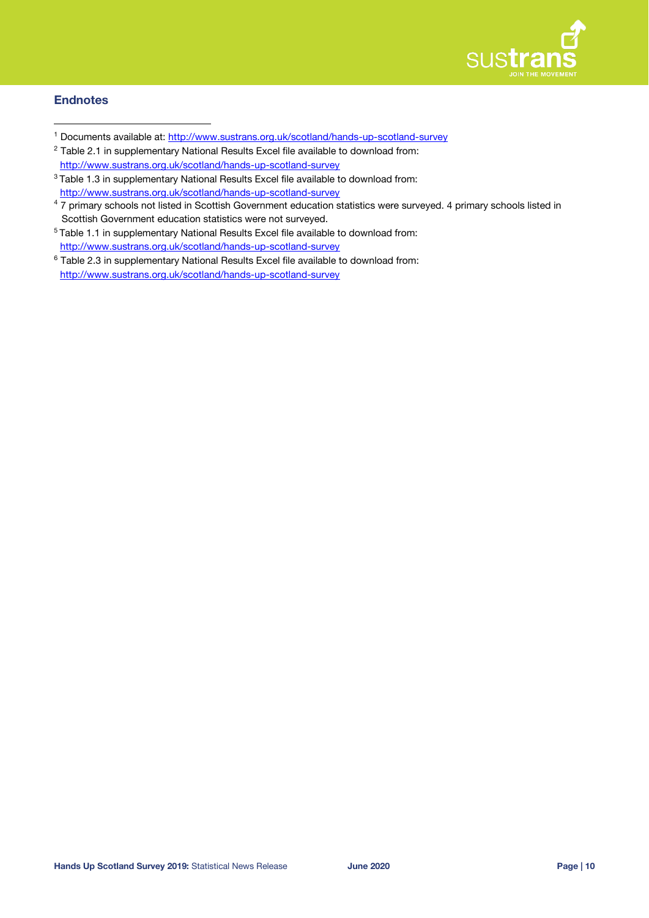## Endnotes

[1] Documents available at: http://www.sustrans.org.uk/scotland/hands-up-scotland-survey

[2] Table 2.1 in supplementary National Results Excel file available to download from: http://www.sustrans.org.uk/scotland/hands-up-scotland-survey

[3] Table 1.3 in supplementary National Results Excel file available to download from: http://www.sustrans.org.uk/scotland/hands-up-scotland-survey

[4] 7 primary schools not listed in Scottish Government education statistics were surveyed. 4 primary schools listed in Scottish Government education statistics were not surveyed.

[5] Table 1.1 in supplementary National Results Excel file available to download from: http://www.sustrans.org.uk/scotland/hands-up-scotland-survey

[6] Table 2.3 in supplementary National Results Excel file available to download from: http://www.sustrans.org.uk/scotland/hands-up-scotland-survey